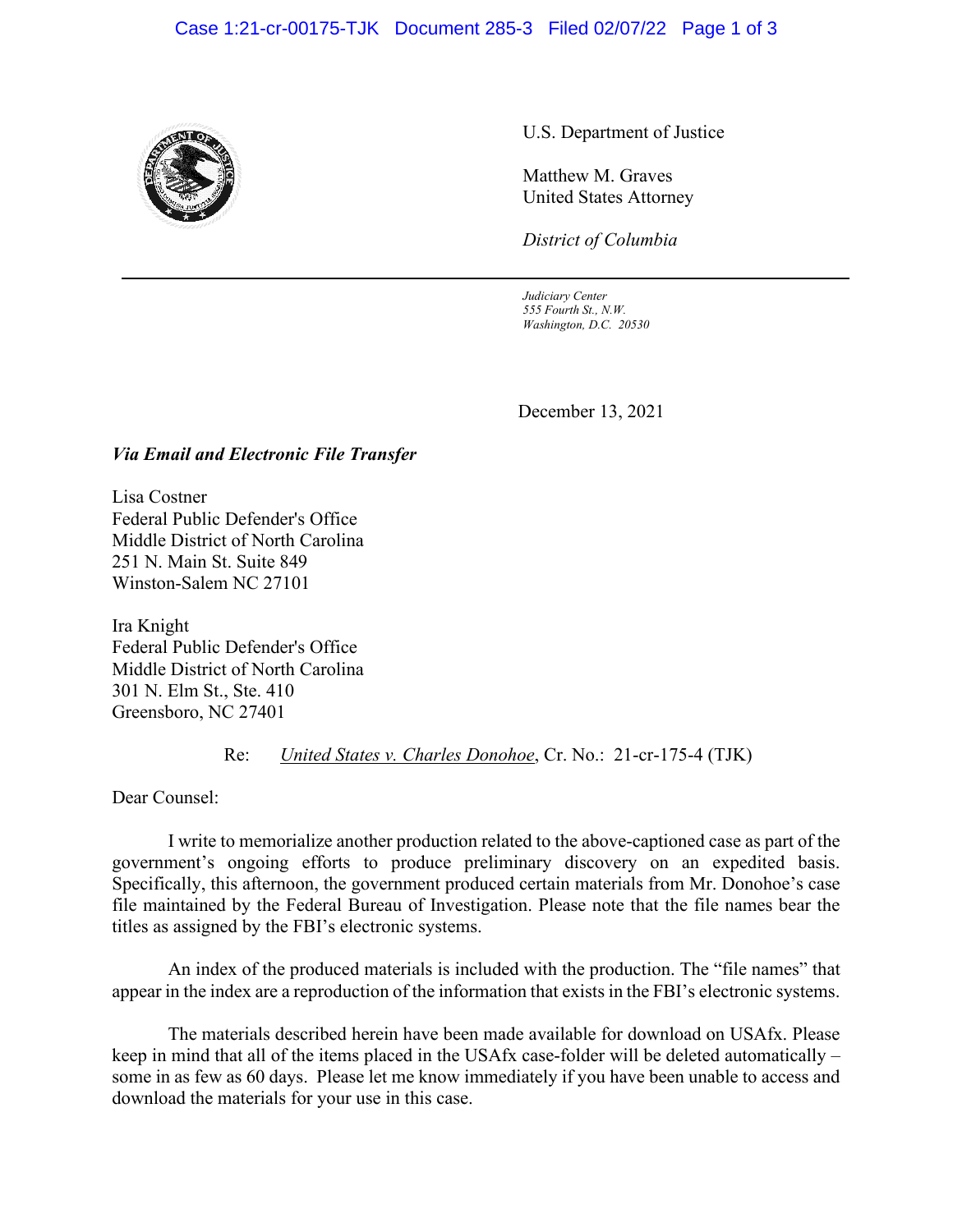U.S. Department of Justice

Matthew M. Graves
United States Attorney

*District of Columbia*

---

*Judiciary Center*
*555 Fourth St., N.W.*
*Washington, D.C. 20530*

December 13, 2021

***Via Email and Electronic File Transfer***

Lisa Costner
Federal Public Defender's Office
Middle District of North Carolina
251 N. Main St. Suite 849
Winston-Salem NC 27101

Ira Knight
Federal Public Defender's Office
Middle District of North Carolina
301 N. Elm St., Ste. 410
Greensboro, NC 27401

Re: United States v. Charles Donohoe, Cr. No.: 21-cr-175-4 (TJK)

Dear Counsel:

I write to memorialize another production related to the above-captioned case as part of the government's ongoing efforts to produce preliminary discovery on an expedited basis. Specifically, this afternoon, the government produced certain materials from Mr. Donohoe's case file maintained by the Federal Bureau of Investigation. Please note that the file names bear the titles as assigned by the FBI's electronic systems.

An index of the produced materials is included with the production. The "file names" that appear in the index are a reproduction of the information that exists in the FBI's electronic systems.

The materials described herein have been made available for download on USAfx. Please keep in mind that all of the items placed in the USAfx case-folder will be deleted automatically – some in as few as 60 days. Please let me know immediately if you have been unable to access and download the materials for your use in this case.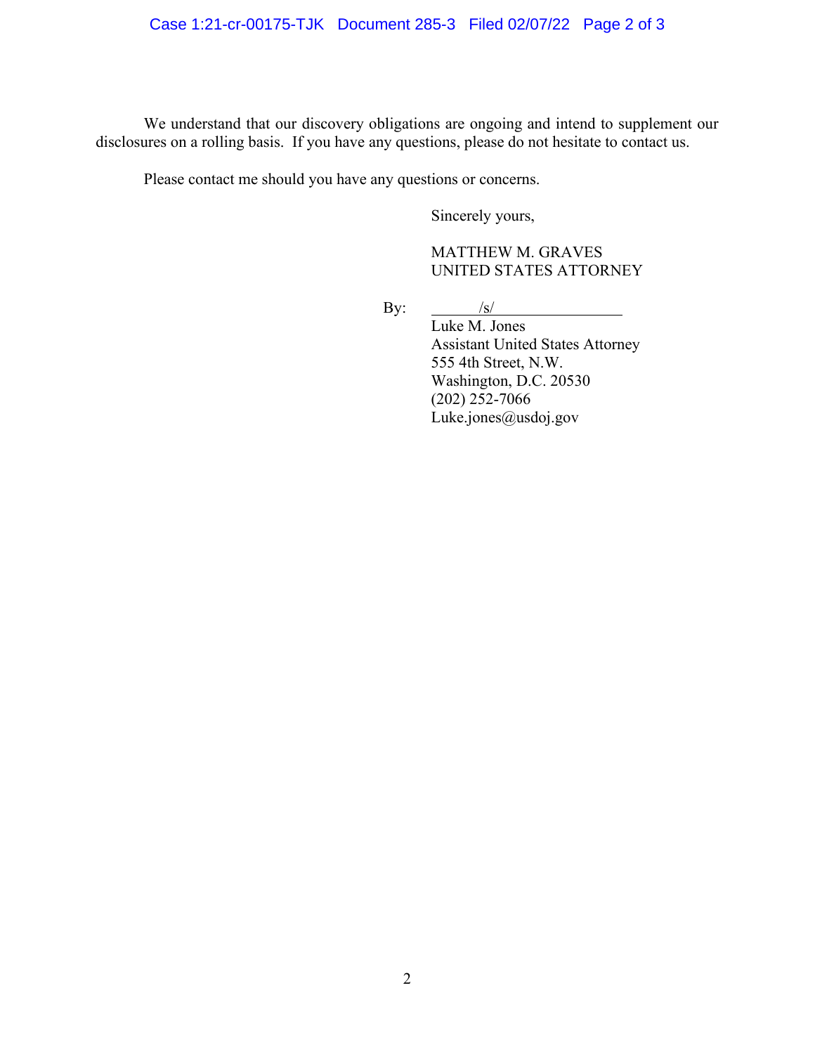We understand that our discovery obligations are ongoing and intend to supplement our disclosures on a rolling basis. If you have any questions, please do not hesitate to contact us.

Please contact me should you have any questions or concerns.

Sincerely yours,

MATTHEW M. GRAVES
UNITED STATES ATTORNEY

By: /s/
Luke M. Jones
Assistant United States Attorney
555 4th Street, N.W.
Washington, D.C. 20530
(202) 252-7066
Luke.jones@usdoj.gov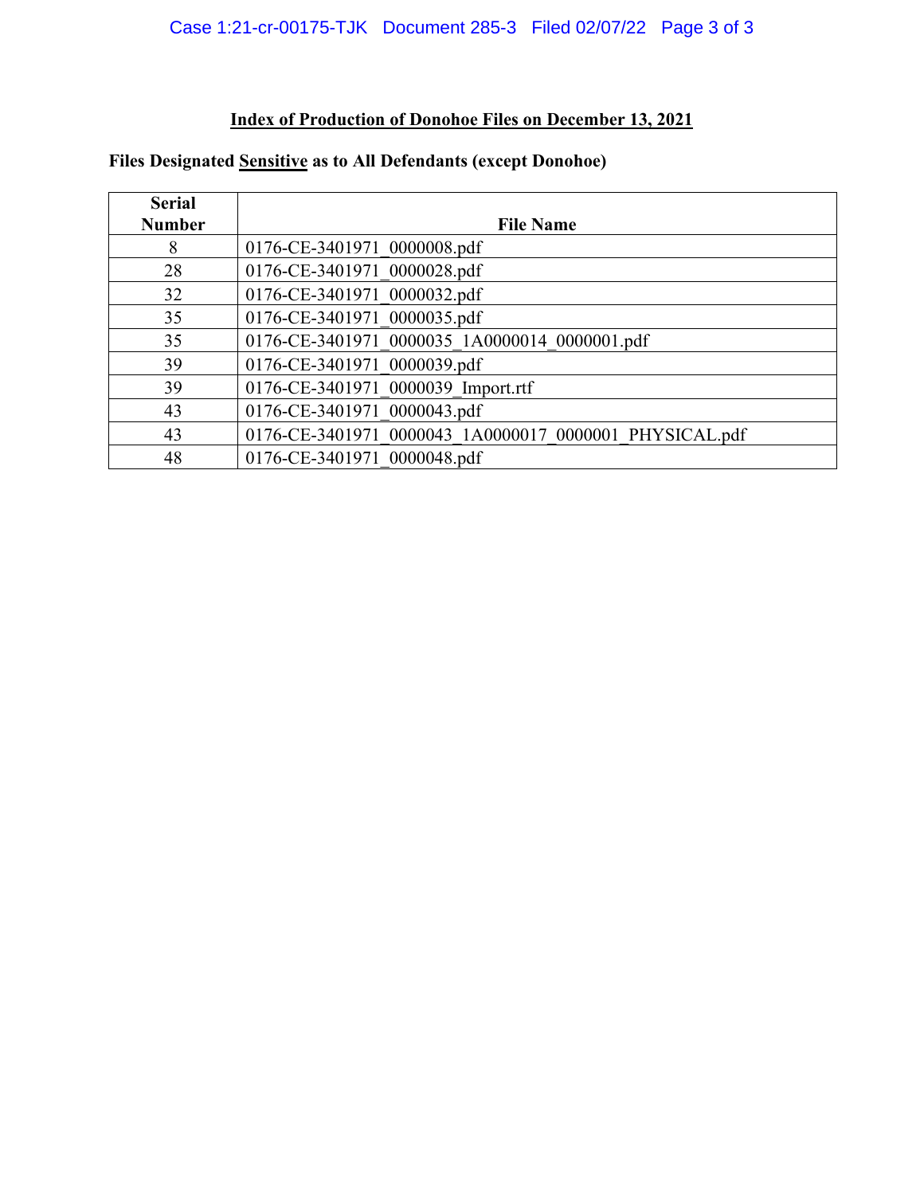## **Index of Production of Donohoe Files on December 13, 2021**

**Files Designated Sensitive as to All Defendants (except Donohoe)**

| Serial Number | File Name |
|---|---|
| 8 | 0176-CE-3401971_0000008.pdf |
| 28 | 0176-CE-3401971_0000028.pdf |
| 32 | 0176-CE-3401971_0000032.pdf |
| 35 | 0176-CE-3401971_0000035.pdf |
| 35 | 0176-CE-3401971_0000035_1A0000014_0000001.pdf |
| 39 | 0176-CE-3401971_0000039.pdf |
| 39 | 0176-CE-3401971_0000039_Import.rtf |
| 43 | 0176-CE-3401971_0000043.pdf |
| 43 | 0176-CE-3401971_0000043_1A0000017_0000001_PHYSICAL.pdf |
| 48 | 0176-CE-3401971_0000048.pdf |